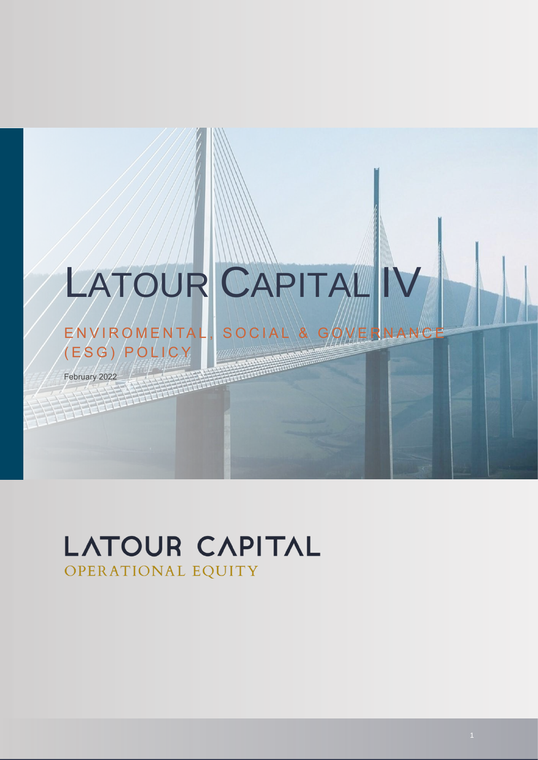# LATOUR CAPITAL IV

## ENVIROMENTAL, SOCIAL & GOVERNANCE (ESG) POLICY

February 2022

LATOUR CAPITAL

OPERATIONAL EQUITY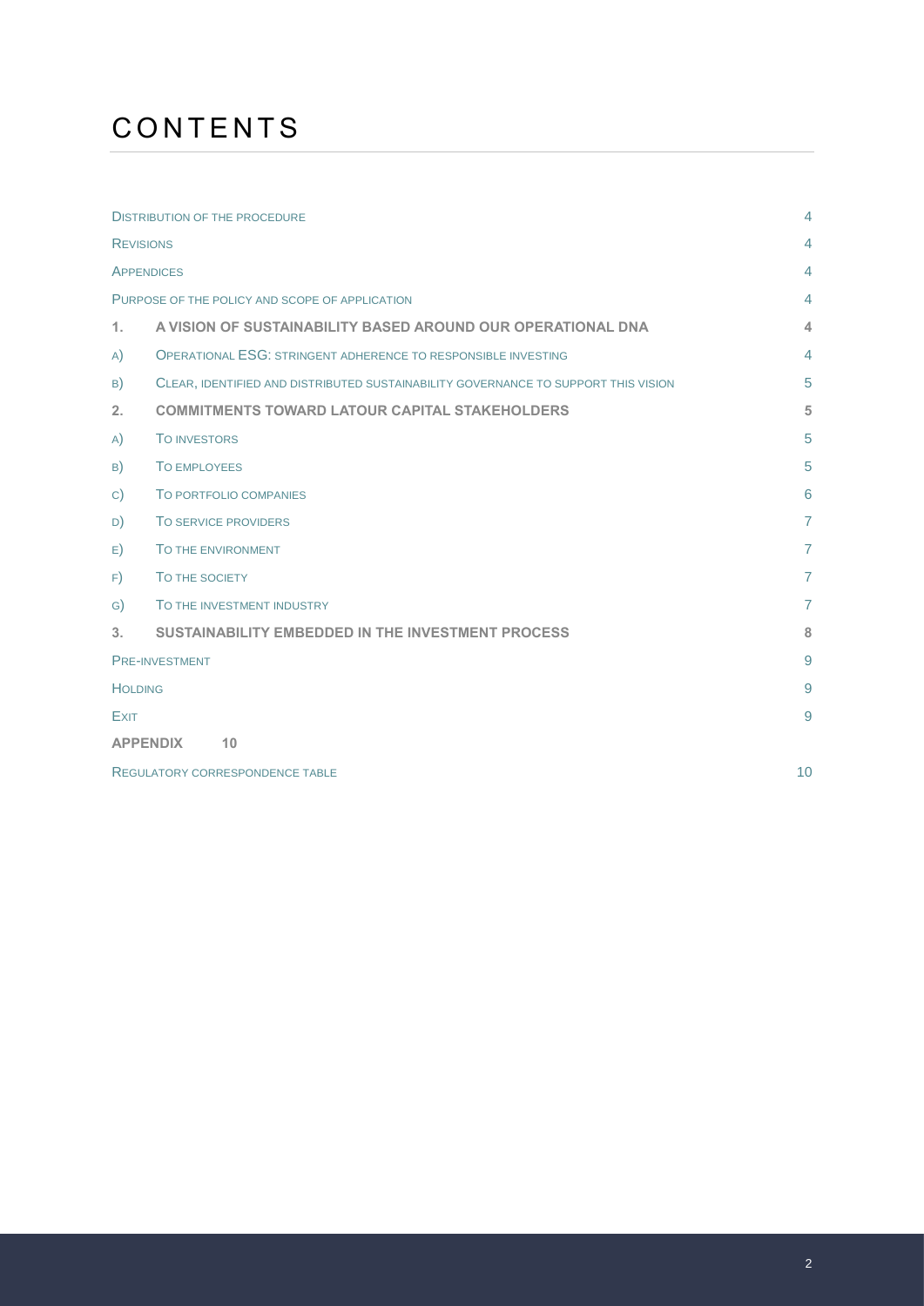# CONTENTS

| | | |
|---|---|---|
| Distribution of the procedure | | 4 |
| Revisions | | 4 |
| Appendices | | 4 |
| Purpose of the policy and scope of application | | 4 |
| **1.** | **A VISION OF SUSTAINABILITY BASED AROUND OUR OPERATIONAL DNA** | **4** |
| a) | Operational ESG: stringent adherence to responsible investing | 4 |
| b) | Clear, identified and distributed sustainability governance to support this vision | 5 |
| **2.** | **COMMITMENTS TOWARD LATOUR CAPITAL STAKEHOLDERS** | **5** |
| a) | To investors | 5 |
| b) | To employees | 5 |
| c) | To portfolio companies | 6 |
| d) | To service providers | 7 |
| e) | To the environment | 7 |
| f) | To the society | 7 |
| g) | To the investment industry | 7 |
| **3.** | **SUSTAINABILITY EMBEDDED IN THE INVESTMENT PROCESS** | **8** |
| Pre-investment | | 9 |
| Holding | | 9 |
| Exit | | 9 |
| **APPENDIX 10** | | |
| Regulatory correspondence table | | 10 |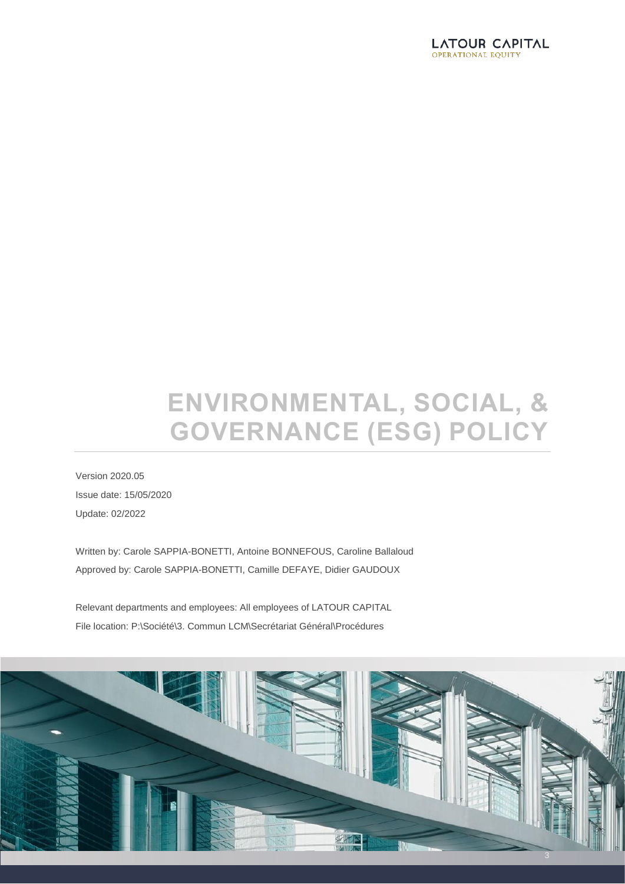LATOUR CAPITAL
OPERATIONAL EQUITY

# ENVIRONMENTAL, SOCIAL, & GOVERNANCE (ESG) POLICY

Version 2020.05

Issue date: 15/05/2020

Update: 02/2022

Written by: Carole SAPPIA-BONETTI, Antoine BONNEFOUS, Caroline Ballaloud

Approved by: Carole SAPPIA-BONETTI, Camille DEFAYE, Didier GAUDOUX

Relevant departments and employees: All employees of LATOUR CAPITAL

File location: P:\Société\3. Commun LCM\Secrétariat Général\Procédures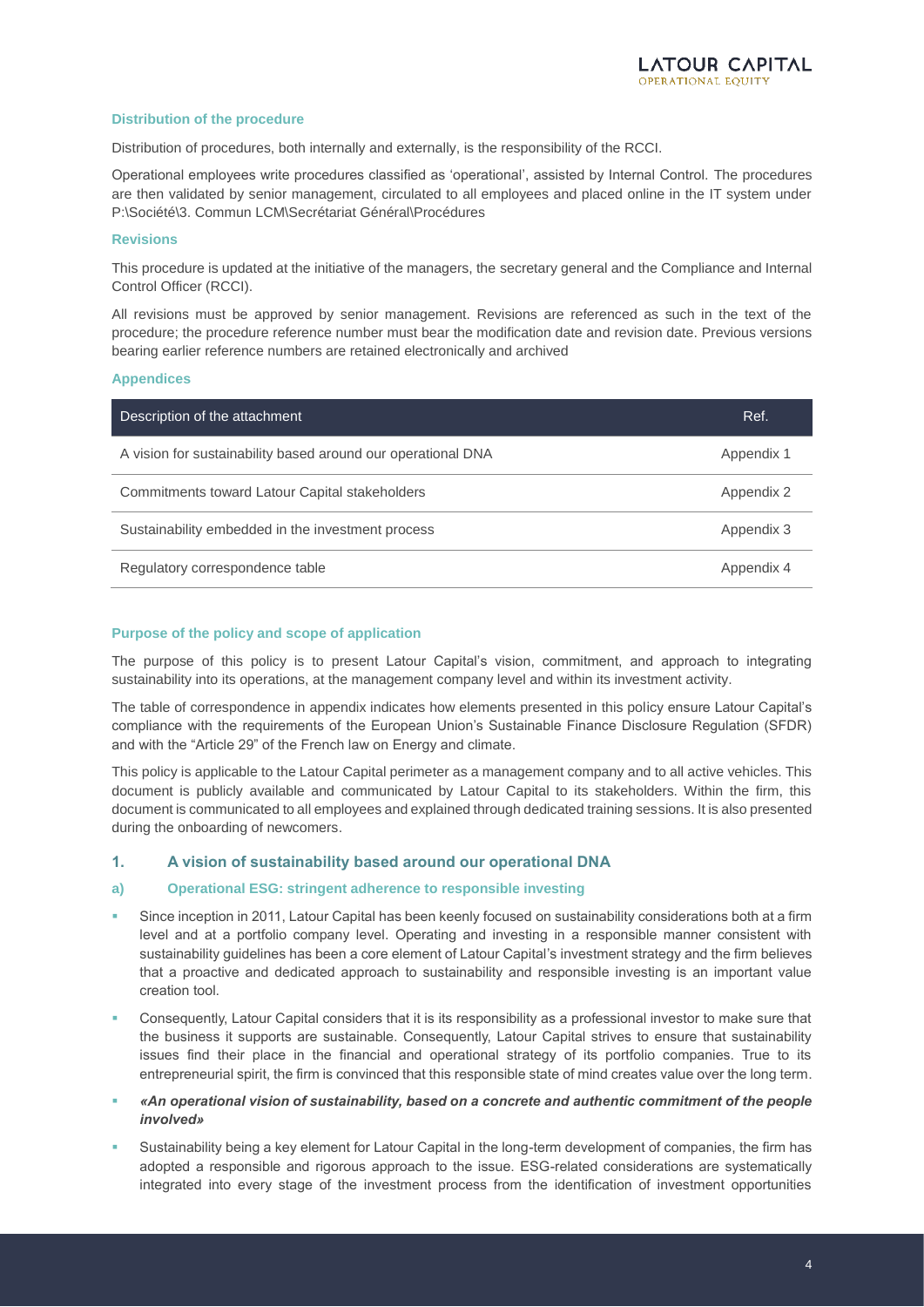#### Distribution of the procedure

Distribution of procedures, both internally and externally, is the responsibility of the RCCI.

Operational employees write procedures classified as 'operational', assisted by Internal Control. The procedures are then validated by senior management, circulated to all employees and placed online in the IT system under P:\Société\3. Commun LCM\Secrétariat Général\Procédures

#### Revisions

This procedure is updated at the initiative of the managers, the secretary general and the Compliance and Internal Control Officer (RCCI).

All revisions must be approved by senior management. Revisions are referenced as such in the text of the procedure; the procedure reference number must bear the modification date and revision date. Previous versions bearing earlier reference numbers are retained electronically and archived

#### Appendices

| Description of the attachment | Ref. |
| --- | --- |
| A vision for sustainability based around our operational DNA | Appendix 1 |
| Commitments toward Latour Capital stakeholders | Appendix 2 |
| Sustainability embedded in the investment process | Appendix 3 |
| Regulatory correspondence table | Appendix 4 |

#### Purpose of the policy and scope of application

The purpose of this policy is to present Latour Capital's vision, commitment, and approach to integrating sustainability into its operations, at the management company level and within its investment activity.

The table of correspondence in appendix indicates how elements presented in this policy ensure Latour Capital's compliance with the requirements of the European Union's Sustainable Finance Disclosure Regulation (SFDR) and with the "Article 29" of the French law on Energy and climate.

This policy is applicable to the Latour Capital perimeter as a management company and to all active vehicles. This document is publicly available and communicated by Latour Capital to its stakeholders. Within the firm, this document is communicated to all employees and explained through dedicated training sessions. It is also presented during the onboarding of newcomers.

## 1. A vision of sustainability based around our operational DNA

### a) Operational ESG: stringent adherence to responsible investing

- Since inception in 2011, Latour Capital has been keenly focused on sustainability considerations both at a firm level and at a portfolio company level. Operating and investing in a responsible manner consistent with sustainability guidelines has been a core element of Latour Capital's investment strategy and the firm believes that a proactive and dedicated approach to sustainability and responsible investing is an important value creation tool.
- Consequently, Latour Capital considers that it is its responsibility as a professional investor to make sure that the business it supports are sustainable. Consequently, Latour Capital strives to ensure that sustainability issues find their place in the financial and operational strategy of its portfolio companies. True to its entrepreneurial spirit, the firm is convinced that this responsible state of mind creates value over the long term.
- ***«An operational vision of sustainability, based on a concrete and authentic commitment of the people involved»***
- Sustainability being a key element for Latour Capital in the long-term development of companies, the firm has adopted a responsible and rigorous approach to the issue. ESG-related considerations are systematically integrated into every stage of the investment process from the identification of investment opportunities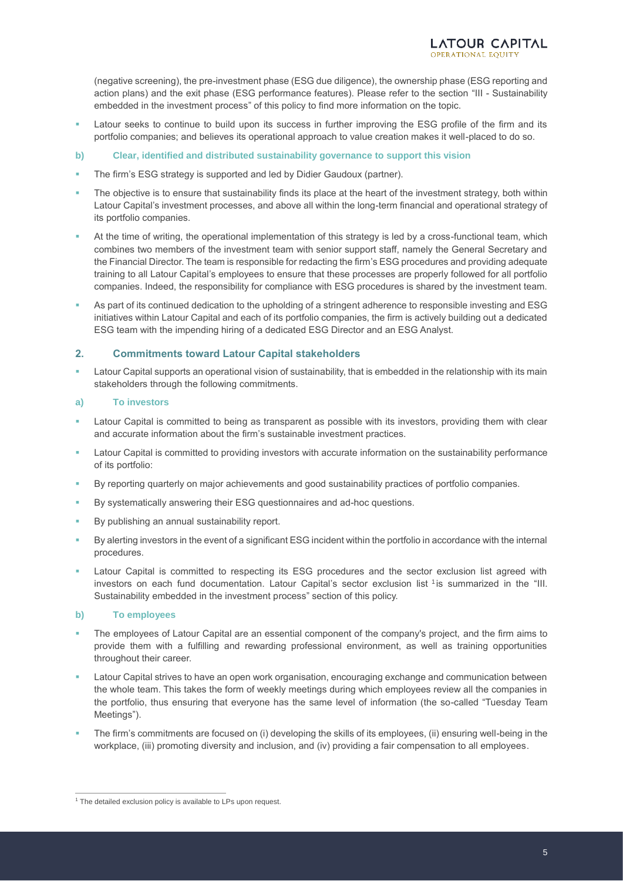(negative screening), the pre-investment phase (ESG due diligence), the ownership phase (ESG reporting and action plans) and the exit phase (ESG performance features). Please refer to the section "III - Sustainability embedded in the investment process" of this policy to find more information on the topic.

- Latour seeks to continue to build upon its success in further improving the ESG profile of the firm and its portfolio companies; and believes its operational approach to value creation makes it well-placed to do so.

### b) Clear, identified and distributed sustainability governance to support this vision

- The firm's ESG strategy is supported and led by Didier Gaudoux (partner).
- The objective is to ensure that sustainability finds its place at the heart of the investment strategy, both within Latour Capital's investment processes, and above all within the long-term financial and operational strategy of its portfolio companies.
- At the time of writing, the operational implementation of this strategy is led by a cross-functional team, which combines two members of the investment team with senior support staff, namely the General Secretary and the Financial Director. The team is responsible for redacting the firm's ESG procedures and providing adequate training to all Latour Capital's employees to ensure that these processes are properly followed for all portfolio companies. Indeed, the responsibility for compliance with ESG procedures is shared by the investment team.
- As part of its continued dedication to the upholding of a stringent adherence to responsible investing and ESG initiatives within Latour Capital and each of its portfolio companies, the firm is actively building out a dedicated ESG team with the impending hiring of a dedicated ESG Director and an ESG Analyst.

## 2. Commitments toward Latour Capital stakeholders

- Latour Capital supports an operational vision of sustainability, that is embedded in the relationship with its main stakeholders through the following commitments.

### a) To investors

- Latour Capital is committed to being as transparent as possible with its investors, providing them with clear and accurate information about the firm's sustainable investment practices.
- Latour Capital is committed to providing investors with accurate information on the sustainability performance of its portfolio:
- By reporting quarterly on major achievements and good sustainability practices of portfolio companies.
- By systematically answering their ESG questionnaires and ad-hoc questions.
- By publishing an annual sustainability report.
- By alerting investors in the event of a significant ESG incident within the portfolio in accordance with the internal procedures.
- Latour Capital is committed to respecting its ESG procedures and the sector exclusion list agreed with investors on each fund documentation. Latour Capital's sector exclusion list [1] is summarized in the "III. Sustainability embedded in the investment process" section of this policy.

### b) To employees

- The employees of Latour Capital are an essential component of the company's project, and the firm aims to provide them with a fulfilling and rewarding professional environment, as well as training opportunities throughout their career.
- Latour Capital strives to have an open work organisation, encouraging exchange and communication between the whole team. This takes the form of weekly meetings during which employees review all the companies in the portfolio, thus ensuring that everyone has the same level of information (the so-called "Tuesday Team Meetings").
- The firm's commitments are focused on (i) developing the skills of its employees, (ii) ensuring well-being in the workplace, (iii) promoting diversity and inclusion, and (iv) providing a fair compensation to all employees.

---

[1] The detailed exclusion policy is available to LPs upon request.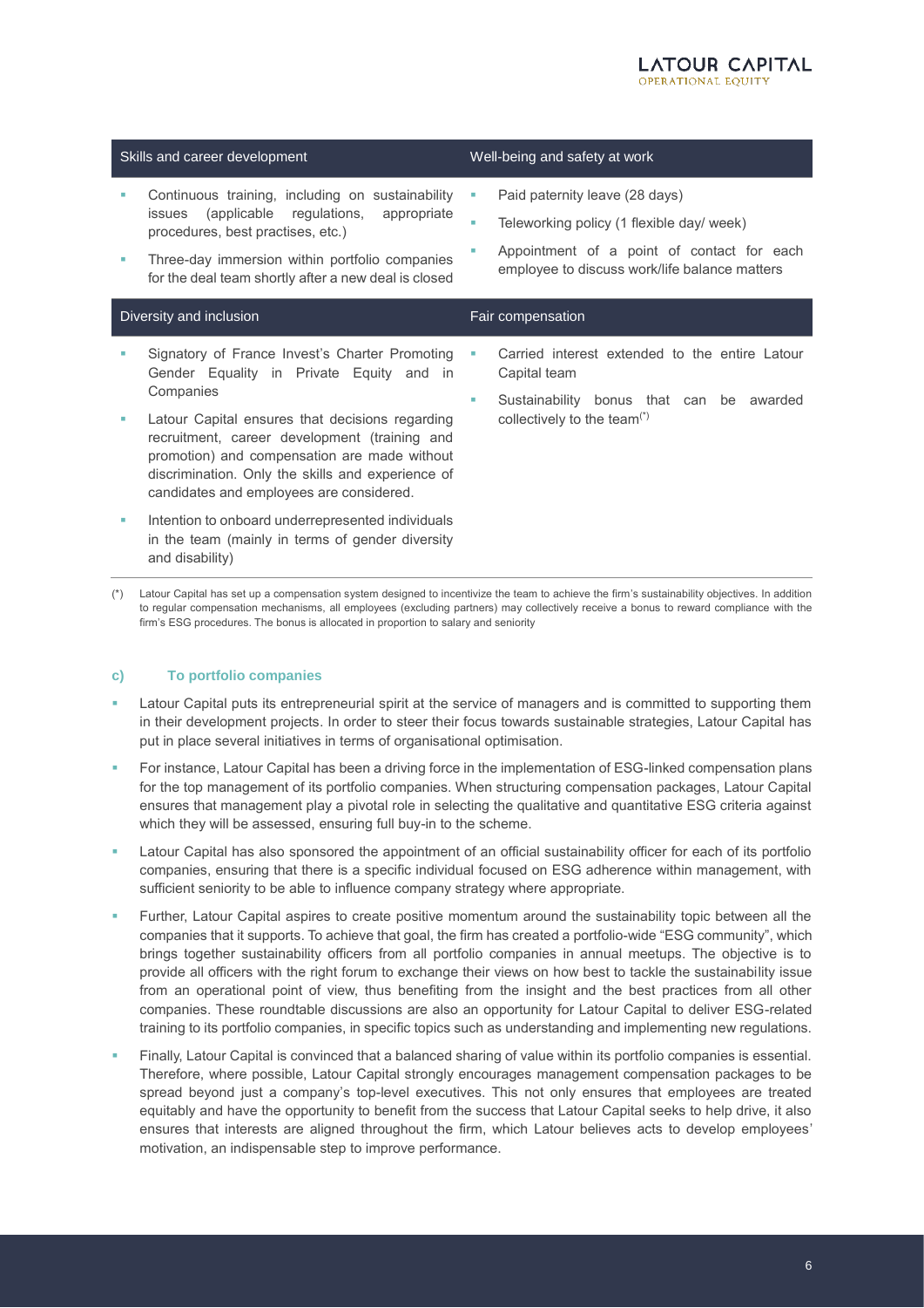| Skills and career development | Well-being and safety at work |
|---|---|
| ▪ Continuous training, including on sustainability issues (applicable regulations, appropriate procedures, best practises, etc.)<br>▪ Three-day immersion within portfolio companies for the deal team shortly after a new deal is closed | ▪ Paid paternity leave (28 days)<br>▪ Teleworking policy (1 flexible day/ week)<br>▪ Appointment of a point of contact for each employee to discuss work/life balance matters |

| Diversity and inclusion | Fair compensation |
|---|---|
| ▪ Signatory of France Invest's Charter Promoting Gender Equality in Private Equity and in Companies<br>▪ Latour Capital ensures that decisions regarding recruitment, career development (training and promotion) and compensation are made without discrimination. Only the skills and experience of candidates and employees are considered.<br>▪ Intention to onboard underrepresented individuals in the team (mainly in terms of gender diversity and disability) | ▪ Carried interest extended to the entire Latour Capital team<br>▪ Sustainability bonus that can be awarded collectively to the team(*) |

(*) Latour Capital has set up a compensation system designed to incentivize the team to achieve the firm's sustainability objectives. In addition to regular compensation mechanisms, all employees (excluding partners) may collectively receive a bonus to reward compliance with the firm's ESG procedures. The bonus is allocated in proportion to salary and seniority

### c) To portfolio companies

- Latour Capital puts its entrepreneurial spirit at the service of managers and is committed to supporting them in their development projects. In order to steer their focus towards sustainable strategies, Latour Capital has put in place several initiatives in terms of organisational optimisation.
- For instance, Latour Capital has been a driving force in the implementation of ESG-linked compensation plans for the top management of its portfolio companies. When structuring compensation packages, Latour Capital ensures that management play a pivotal role in selecting the qualitative and quantitative ESG criteria against which they will be assessed, ensuring full buy-in to the scheme.
- Latour Capital has also sponsored the appointment of an official sustainability officer for each of its portfolio companies, ensuring that there is a specific individual focused on ESG adherence within management, with sufficient seniority to be able to influence company strategy where appropriate.
- Further, Latour Capital aspires to create positive momentum around the sustainability topic between all the companies that it supports. To achieve that goal, the firm has created a portfolio-wide "ESG community", which brings together sustainability officers from all portfolio companies in annual meetups. The objective is to provide all officers with the right forum to exchange their views on how best to tackle the sustainability issue from an operational point of view, thus benefiting from the insight and the best practices from all other companies. These roundtable discussions are also an opportunity for Latour Capital to deliver ESG-related training to its portfolio companies, in specific topics such as understanding and implementing new regulations.
- Finally, Latour Capital is convinced that a balanced sharing of value within its portfolio companies is essential. Therefore, where possible, Latour Capital strongly encourages management compensation packages to be spread beyond just a company's top-level executives. This not only ensures that employees are treated equitably and have the opportunity to benefit from the success that Latour Capital seeks to help drive, it also ensures that interests are aligned throughout the firm, which Latour believes acts to develop employees' motivation, an indispensable step to improve performance.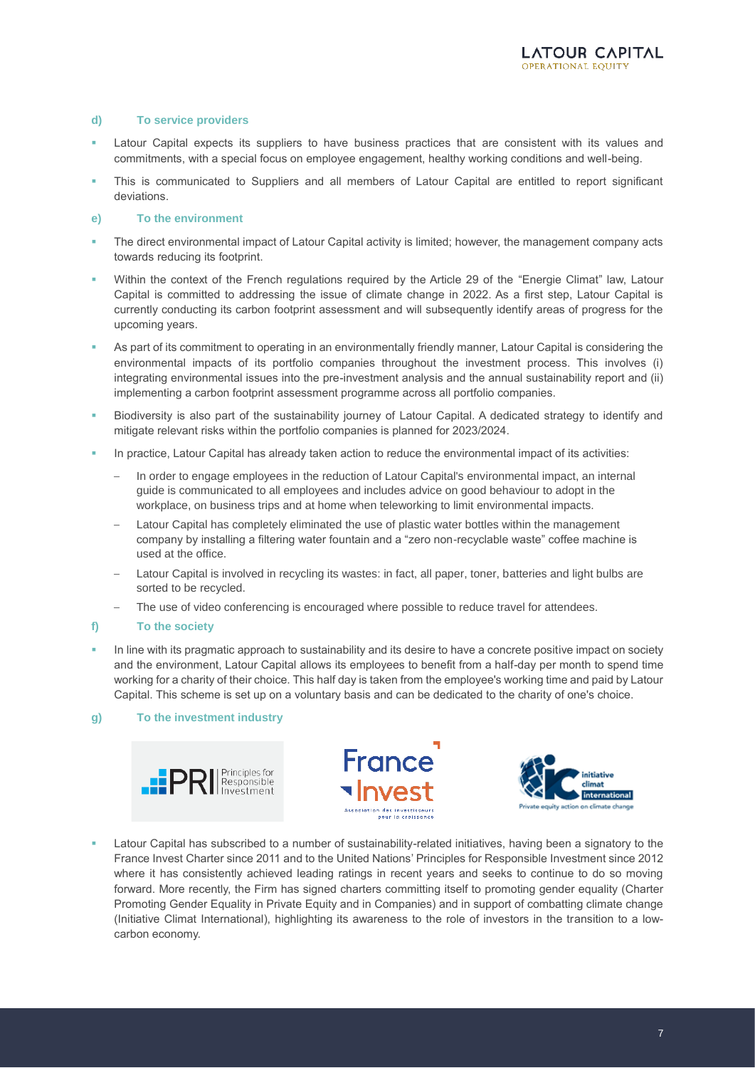### d) To service providers

- Latour Capital expects its suppliers to have business practices that are consistent with its values and commitments, with a special focus on employee engagement, healthy working conditions and well-being.
- This is communicated to Suppliers and all members of Latour Capital are entitled to report significant deviations.

### e) To the environment

- The direct environmental impact of Latour Capital activity is limited; however, the management company acts towards reducing its footprint.
- Within the context of the French regulations required by the Article 29 of the "Energie Climat" law, Latour Capital is committed to addressing the issue of climate change in 2022. As a first step, Latour Capital is currently conducting its carbon footprint assessment and will subsequently identify areas of progress for the upcoming years.
- As part of its commitment to operating in an environmentally friendly manner, Latour Capital is considering the environmental impacts of its portfolio companies throughout the investment process. This involves (i) integrating environmental issues into the pre-investment analysis and the annual sustainability report and (ii) implementing a carbon footprint assessment programme across all portfolio companies.
- Biodiversity is also part of the sustainability journey of Latour Capital. A dedicated strategy to identify and mitigate relevant risks within the portfolio companies is planned for 2023/2024.
- In practice, Latour Capital has already taken action to reduce the environmental impact of its activities:
  - In order to engage employees in the reduction of Latour Capital's environmental impact, an internal guide is communicated to all employees and includes advice on good behaviour to adopt in the workplace, on business trips and at home when teleworking to limit environmental impacts.
  - Latour Capital has completely eliminated the use of plastic water bottles within the management company by installing a filtering water fountain and a "zero non-recyclable waste" coffee machine is used at the office.
  - Latour Capital is involved in recycling its wastes: in fact, all paper, toner, batteries and light bulbs are sorted to be recycled.
  - The use of video conferencing is encouraged where possible to reduce travel for attendees.

### f) To the society

- In line with its pragmatic approach to sustainability and its desire to have a concrete positive impact on society and the environment, Latour Capital allows its employees to benefit from a half-day per month to spend time working for a charity of their choice. This half day is taken from the employee's working time and paid by Latour Capital. This scheme is set up on a voluntary basis and can be dedicated to the charity of one's choice.

### g) To the investment industry

PRI Principles for Responsible Investment

France Invest
Association des investisseurs pour la croissance

initiative climat international
Private equity action on climate change

- Latour Capital has subscribed to a number of sustainability-related initiatives, having been a signatory to the France Invest Charter since 2011 and to the United Nations' Principles for Responsible Investment since 2012 where it has consistently achieved leading ratings in recent years and seeks to continue to do so moving forward. More recently, the Firm has signed charters committing itself to promoting gender equality (Charter Promoting Gender Equality in Private Equity and in Companies) and in support of combatting climate change (Initiative Climat International), highlighting its awareness to the role of investors in the transition to a low-carbon economy.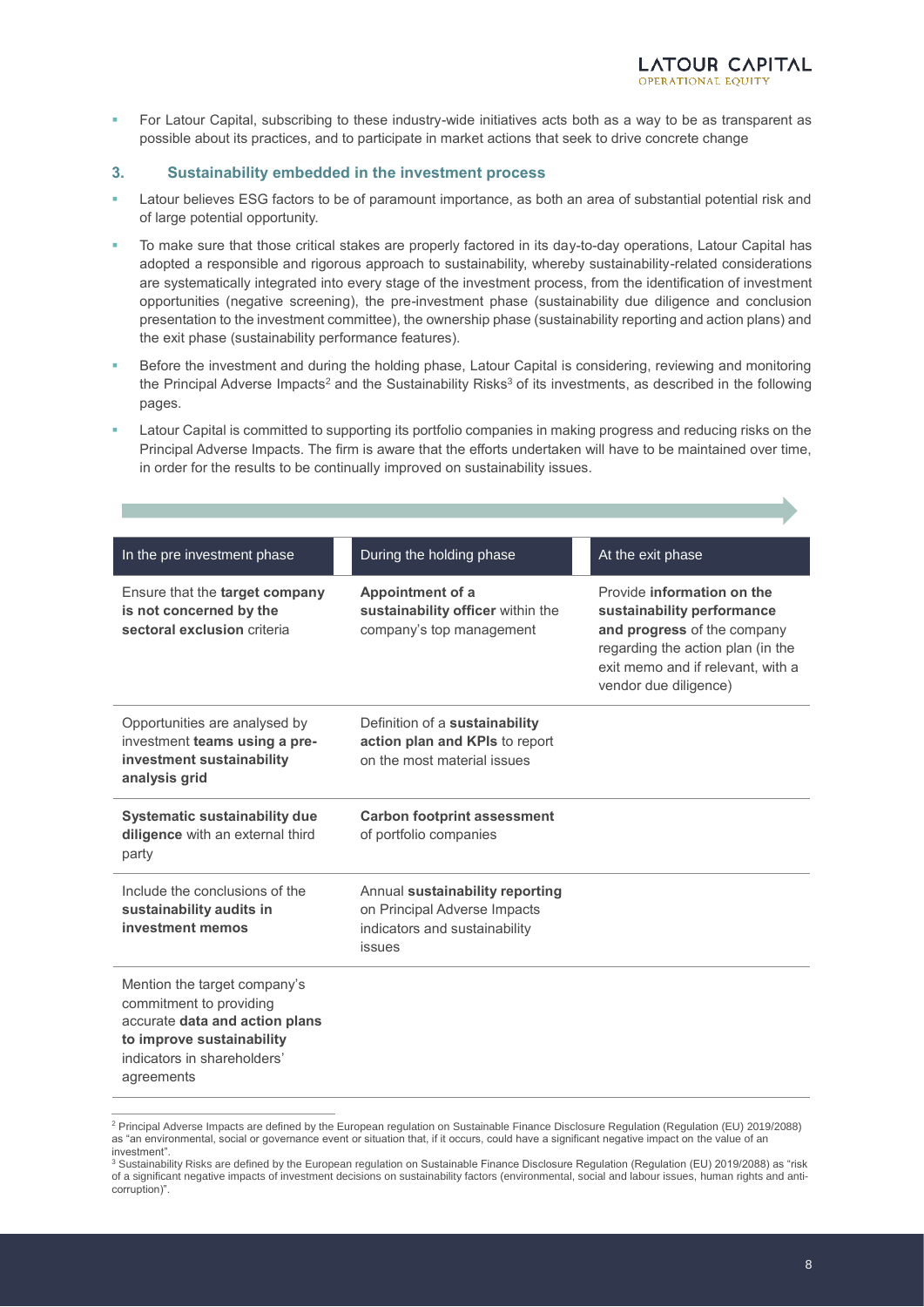- For Latour Capital, subscribing to these industry-wide initiatives acts both as a way to be as transparent as possible about its practices, and to participate in market actions that seek to drive concrete change

## 3. Sustainability embedded in the investment process

- Latour believes ESG factors to be of paramount importance, as both an area of substantial potential risk and of large potential opportunity.
- To make sure that those critical stakes are properly factored in its day-to-day operations, Latour Capital has adopted a responsible and rigorous approach to sustainability, whereby sustainability-related considerations are systematically integrated into every stage of the investment process, from the identification of investment opportunities (negative screening), the pre-investment phase (sustainability due diligence and conclusion presentation to the investment committee), the ownership phase (sustainability reporting and action plans) and the exit phase (sustainability performance features).
- Before the investment and during the holding phase, Latour Capital is considering, reviewing and monitoring the Principal Adverse Impacts[2] and the Sustainability Risks[3] of its investments, as described in the following pages.
- Latour Capital is committed to supporting its portfolio companies in making progress and reducing risks on the Principal Adverse Impacts. The firm is aware that the efforts undertaken will have to be maintained over time, in order for the results to be continually improved on sustainability issues.

| In the pre investment phase | During the holding phase | At the exit phase |
|---|---|---|
| Ensure that the **target company is not concerned by the sectoral exclusion** criteria | **Appointment of a sustainability officer** within the company's top management | Provide **information on the sustainability performance and progress** of the company regarding the action plan (in the exit memo and if relevant, with a vendor due diligence) |
| Opportunities are analysed by investment **teams using a pre-investment sustainability analysis grid** | Definition of a **sustainability action plan and KPIs** to report on the most material issues | |
| **Systematic sustainability due diligence** with an external third party | **Carbon footprint assessment** of portfolio companies | |
| Include the conclusions of the **sustainability audits in investment memos** | Annual **sustainability reporting** on Principal Adverse Impacts indicators and sustainability issues | |
| Mention the target company's commitment to providing accurate **data and action plans to improve sustainability** indicators in shareholders' agreements | | |

[2] Principal Adverse Impacts are defined by the European regulation on Sustainable Finance Disclosure Regulation (Regulation (EU) 2019/2088) as "an environmental, social or governance event or situation that, if it occurs, could have a significant negative impact on the value of an investment".

[3] Sustainability Risks are defined by the European regulation on Sustainable Finance Disclosure Regulation (Regulation (EU) 2019/2088) as "risk of a significant negative impacts of investment decisions on sustainability factors (environmental, social and labour issues, human rights and anti-corruption)".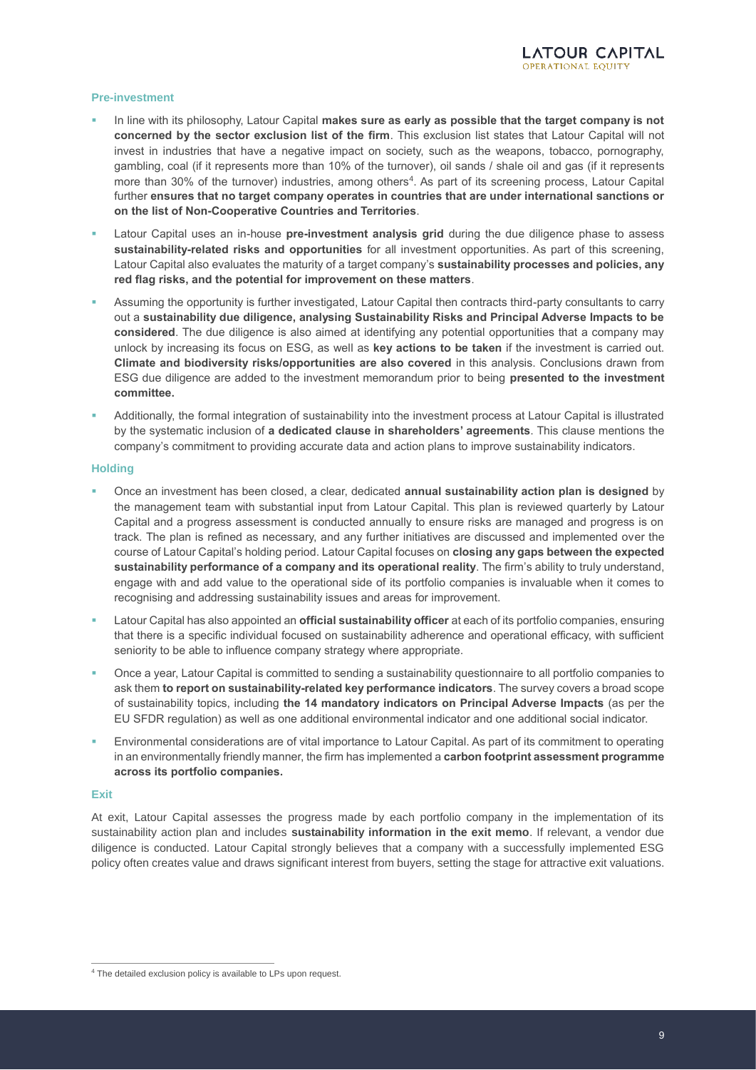### Pre-investment

- In line with its philosophy, Latour Capital **makes sure as early as possible that the target company is not concerned by the sector exclusion list of the firm**. This exclusion list states that Latour Capital will not invest in industries that have a negative impact on society, such as the weapons, tobacco, pornography, gambling, coal (if it represents more than 10% of the turnover), oil sands / shale oil and gas (if it represents more than 30% of the turnover) industries, among others[4]. As part of its screening process, Latour Capital further **ensures that no target company operates in countries that are under international sanctions or on the list of Non-Cooperative Countries and Territories**.
- Latour Capital uses an in-house **pre-investment analysis grid** during the due diligence phase to assess **sustainability-related risks and opportunities** for all investment opportunities. As part of this screening, Latour Capital also evaluates the maturity of a target company's **sustainability processes and policies, any red flag risks, and the potential for improvement on these matters**.
- Assuming the opportunity is further investigated, Latour Capital then contracts third-party consultants to carry out a **sustainability due diligence, analysing Sustainability Risks and Principal Adverse Impacts to be considered**. The due diligence is also aimed at identifying any potential opportunities that a company may unlock by increasing its focus on ESG, as well as **key actions to be taken** if the investment is carried out. **Climate and biodiversity risks/opportunities are also covered** in this analysis. Conclusions drawn from ESG due diligence are added to the investment memorandum prior to being **presented to the investment committee.**
- Additionally, the formal integration of sustainability into the investment process at Latour Capital is illustrated by the systematic inclusion of **a dedicated clause in shareholders' agreements**. This clause mentions the company's commitment to providing accurate data and action plans to improve sustainability indicators.

### Holding

- Once an investment has been closed, a clear, dedicated **annual sustainability action plan is designed** by the management team with substantial input from Latour Capital. This plan is reviewed quarterly by Latour Capital and a progress assessment is conducted annually to ensure risks are managed and progress is on track. The plan is refined as necessary, and any further initiatives are discussed and implemented over the course of Latour Capital's holding period. Latour Capital focuses on **closing any gaps between the expected sustainability performance of a company and its operational reality**. The firm's ability to truly understand, engage with and add value to the operational side of its portfolio companies is invaluable when it comes to recognising and addressing sustainability issues and areas for improvement.
- Latour Capital has also appointed an **official sustainability officer** at each of its portfolio companies, ensuring that there is a specific individual focused on sustainability adherence and operational efficacy, with sufficient seniority to be able to influence company strategy where appropriate.
- Once a year, Latour Capital is committed to sending a sustainability questionnaire to all portfolio companies to ask them **to report on sustainability-related key performance indicators**. The survey covers a broad scope of sustainability topics, including **the 14 mandatory indicators on Principal Adverse Impacts** (as per the EU SFDR regulation) as well as one additional environmental indicator and one additional social indicator.
- Environmental considerations are of vital importance to Latour Capital. As part of its commitment to operating in an environmentally friendly manner, the firm has implemented a **carbon footprint assessment programme across its portfolio companies.**

### Exit

At exit, Latour Capital assesses the progress made by each portfolio company in the implementation of its sustainability action plan and includes **sustainability information in the exit memo**. If relevant, a vendor due diligence is conducted. Latour Capital strongly believes that a company with a successfully implemented ESG policy often creates value and draws significant interest from buyers, setting the stage for attractive exit valuations.

[4] The detailed exclusion policy is available to LPs upon request.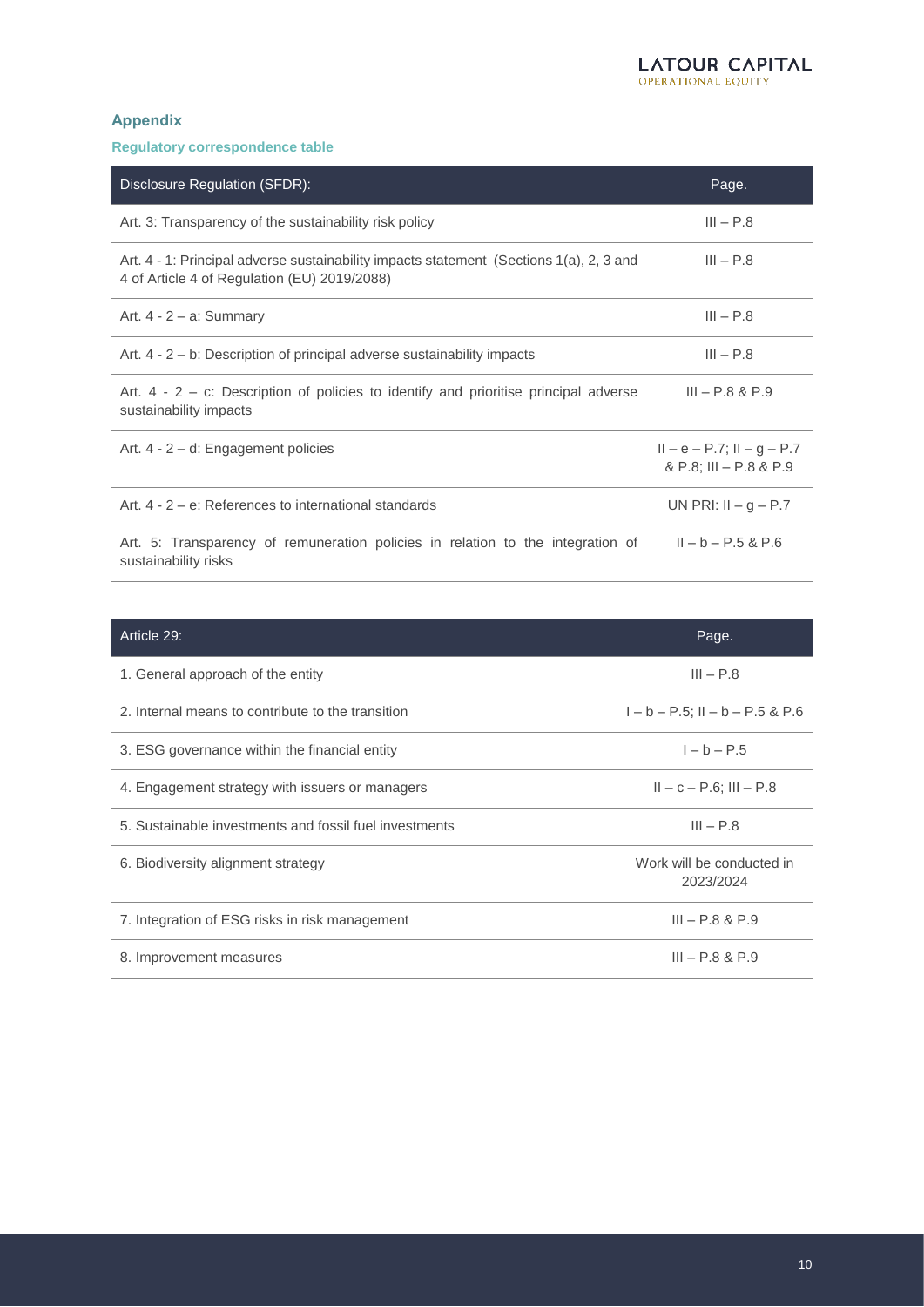## Appendix

### Regulatory correspondence table

| Disclosure Regulation (SFDR): | Page. |
| --- | --- |
| Art. 3: Transparency of the sustainability risk policy | III – P.8 |
| Art. 4 - 1: Principal adverse sustainability impacts statement (Sections 1(a), 2, 3 and 4 of Article 4 of Regulation (EU) 2019/2088) | III – P.8 |
| Art. 4 - 2 – a: Summary | III – P.8 |
| Art. 4 - 2 – b: Description of principal adverse sustainability impacts | III – P.8 |
| Art. 4 - 2 – c: Description of policies to identify and prioritise principal adverse sustainability impacts | III – P.8 & P.9 |
| Art. 4 - 2 – d: Engagement policies | II – e – P.7; II – g – P.7 & P.8; III – P.8 & P.9 |
| Art. 4 - 2 – e: References to international standards | UN PRI: II – g – P.7 |
| Art. 5: Transparency of remuneration policies in relation to the integration of sustainability risks | II – b – P.5 & P.6 |

| Article 29: | Page. |
| --- | --- |
| 1. General approach of the entity | III – P.8 |
| 2. Internal means to contribute to the transition | I – b – P.5; II – b – P.5 & P.6 |
| 3. ESG governance within the financial entity | I – b – P.5 |
| 4. Engagement strategy with issuers or managers | II – c – P.6; III – P.8 |
| 5. Sustainable investments and fossil fuel investments | III – P.8 |
| 6. Biodiversity alignment strategy | Work will be conducted in 2023/2024 |
| 7. Integration of ESG risks in risk management | III – P.8 & P.9 |
| 8. Improvement measures | III – P.8 & P.9 |